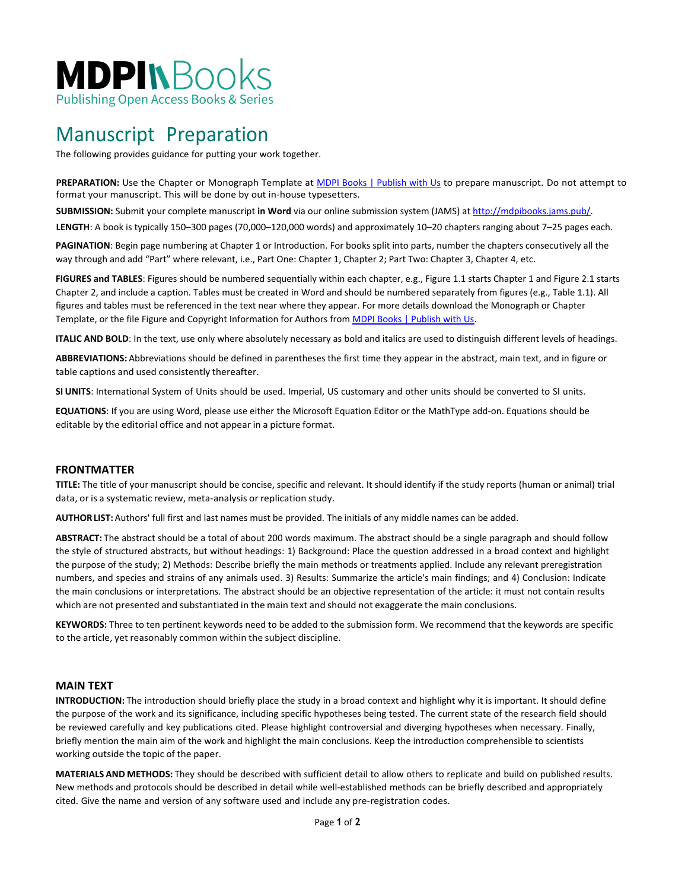MDPI Books
Publishing Open Access Books & Series

# Manuscript Preparation

The following provides guidance for putting your work together.

**PREPARATION:** Use the Chapter or Monograph Template at [MDPI Books | Publish with Us]() to prepare manuscript. Do not attempt to format your manuscript. This will be done by out in-house typesetters.

**SUBMISSION:** Submit your complete manuscript **in Word** via our online submission system (JAMS) at [http://mdpibooks.jams.pub/](http://mdpibooks.jams.pub/).

**LENGTH**: A book is typically 150–300 pages (70,000–120,000 words) and approximately 10–20 chapters ranging about 7–25 pages each.

**PAGINATION**: Begin page numbering at Chapter 1 or Introduction. For books split into parts, number the chapters consecutively all the way through and add "Part" where relevant, i.e., Part One: Chapter 1, Chapter 2; Part Two: Chapter 3, Chapter 4, etc.

**FIGURES and TABLES**: Figures should be numbered sequentially within each chapter, e.g., Figure 1.1 starts Chapter 1 and Figure 2.1 starts Chapter 2, and include a caption. Tables must be created in Word and should be numbered separately from figures (e.g., Table 1.1). All figures and tables must be referenced in the text near where they appear. For more details download the Monograph or Chapter Template, or the file Figure and Copyright Information for Authors from [MDPI Books | Publish with Us]().

**ITALIC AND BOLD**: In the text, use only where absolutely necessary as bold and italics are used to distinguish different levels of headings.

**ABBREVIATIONS:** Abbreviations should be defined in parentheses the first time they appear in the abstract, main text, and in figure or table captions and used consistently thereafter.

**SI UNITS**: International System of Units should be used. Imperial, US customary and other units should be converted to SI units.

**EQUATIONS**: If you are using Word, please use either the Microsoft Equation Editor or the MathType add-on. Equations should be editable by the editorial office and not appear in a picture format.

## FRONTMATTER

**TITLE:** The title of your manuscript should be concise, specific and relevant. It should identify if the study reports (human or animal) trial data, or is a systematic review, meta-analysis or replication study.

**AUTHOR LIST:** Authors' full first and last names must be provided. The initials of any middle names can be added.

**ABSTRACT:** The abstract should be a total of about 200 words maximum. The abstract should be a single paragraph and should follow the style of structured abstracts, but without headings: 1) Background: Place the question addressed in a broad context and highlight the purpose of the study; 2) Methods: Describe briefly the main methods or treatments applied. Include any relevant preregistration numbers, and species and strains of any animals used. 3) Results: Summarize the article's main findings; and 4) Conclusion: Indicate the main conclusions or interpretations. The abstract should be an objective representation of the article: it must not contain results which are not presented and substantiated in the main text and should not exaggerate the main conclusions.

**KEYWORDS:** Three to ten pertinent keywords need to be added to the submission form. We recommend that the keywords are specific to the article, yet reasonably common within the subject discipline.

## MAIN TEXT

**INTRODUCTION:** The introduction should briefly place the study in a broad context and highlight why it is important. It should define the purpose of the work and its significance, including specific hypotheses being tested. The current state of the research field should be reviewed carefully and key publications cited. Please highlight controversial and diverging hypotheses when necessary. Finally, briefly mention the main aim of the work and highlight the main conclusions. Keep the introduction comprehensible to scientists working outside the topic of the paper.

**MATERIALS AND METHODS:** They should be described with sufficient detail to allow others to replicate and build on published results. New methods and protocols should be described in detail while well-established methods can be briefly described and appropriately cited. Give the name and version of any software used and include any pre-registration codes.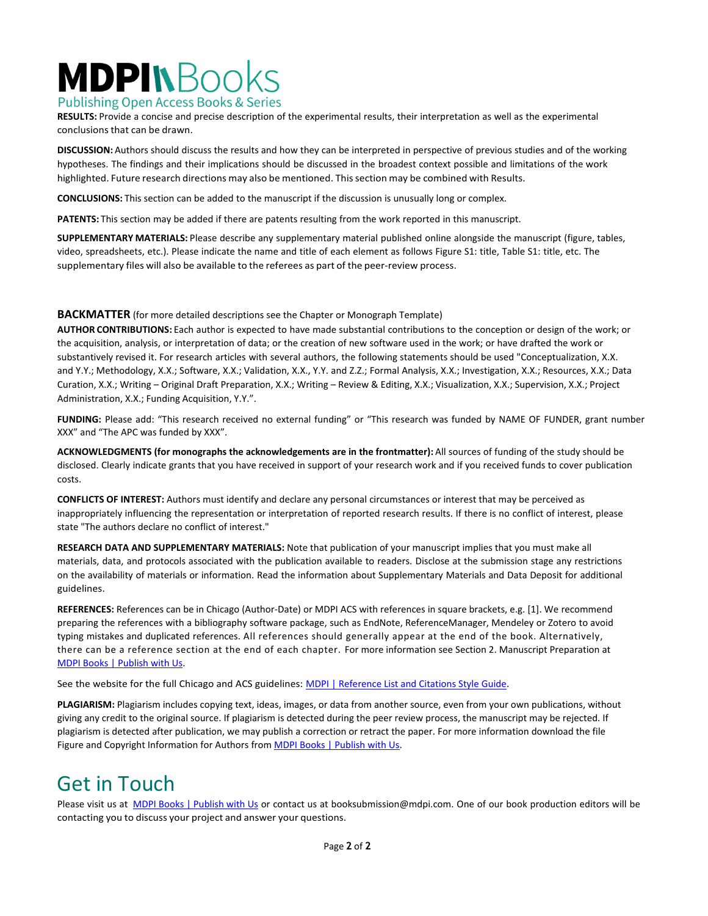**RESULTS:** Provide a concise and precise description of the experimental results, their interpretation as well as the experimental conclusions that can be drawn.

**DISCUSSION:** Authors should discuss the results and how they can be interpreted in perspective of previous studies and of the working hypotheses. The findings and their implications should be discussed in the broadest context possible and limitations of the work highlighted. Future research directions may also be mentioned. This section may be combined with Results.

**CONCLUSIONS:** This section can be added to the manuscript if the discussion is unusually long or complex.

**PATENTS:** This section may be added if there are patents resulting from the work reported in this manuscript.

**SUPPLEMENTARY MATERIALS:** Please describe any supplementary material published online alongside the manuscript (figure, tables, video, spreadsheets, etc.). Please indicate the name and title of each element as follows Figure S1: title, Table S1: title, etc. The supplementary files will also be available to the referees as part of the peer-review process.

**BACKMATTER** (for more detailed descriptions see the Chapter or Monograph Template)

**AUTHOR CONTRIBUTIONS:** Each author is expected to have made substantial contributions to the conception or design of the work; or the acquisition, analysis, or interpretation of data; or the creation of new software used in the work; or have drafted the work or substantively revised it. For research articles with several authors, the following statements should be used "Conceptualization, X.X. and Y.Y.; Methodology, X.X.; Software, X.X.; Validation, X.X., Y.Y. and Z.Z.; Formal Analysis, X.X.; Investigation, X.X.; Resources, X.X.; Data Curation, X.X.; Writing – Original Draft Preparation, X.X.; Writing – Review & Editing, X.X.; Visualization, X.X.; Supervision, X.X.; Project Administration, X.X.; Funding Acquisition, Y.Y.".

**FUNDING:** Please add: "This research received no external funding" or "This research was funded by NAME OF FUNDER, grant number XXX" and "The APC was funded by XXX".

**ACKNOWLEDGMENTS (for monographs the acknowledgements are in the frontmatter):** All sources of funding of the study should be disclosed. Clearly indicate grants that you have received in support of your research work and if you received funds to cover publication costs.

**CONFLICTS OF INTEREST:** Authors must identify and declare any personal circumstances or interest that may be perceived as inappropriately influencing the representation or interpretation of reported research results. If there is no conflict of interest, please state "The authors declare no conflict of interest."

**RESEARCH DATA AND SUPPLEMENTARY MATERIALS:** Note that publication of your manuscript implies that you must make all materials, data, and protocols associated with the publication available to readers. Disclose at the submission stage any restrictions on the availability of materials or information. Read the information about Supplementary Materials and Data Deposit for additional guidelines.

**REFERENCES:** References can be in Chicago (Author-Date) or MDPI ACS with references in square brackets, e.g. [1]. We recommend preparing the references with a bibliography software package, such as EndNote, ReferenceManager, Mendeley or Zotero to avoid typing mistakes and duplicated references. All references should generally appear at the end of the book. Alternatively, there can be a reference section at the end of each chapter. For more information see Section 2. Manuscript Preparation at MDPI Books | Publish with Us.

See the website for the full Chicago and ACS guidelines: MDPI | Reference List and Citations Style Guide.

**PLAGIARISM:** Plagiarism includes copying text, ideas, images, or data from another source, even from your own publications, without giving any credit to the original source. If plagiarism is detected during the peer review process, the manuscript may be rejected. If plagiarism is detected after publication, we may publish a correction or retract the paper. For more information download the file Figure and Copyright Information for Authors from MDPI Books | Publish with Us.

# Get in Touch

Please visit us at MDPI Books | Publish with Us or contact us at booksubmission@mdpi.com. One of our book production editors will be contacting you to discuss your project and answer your questions.